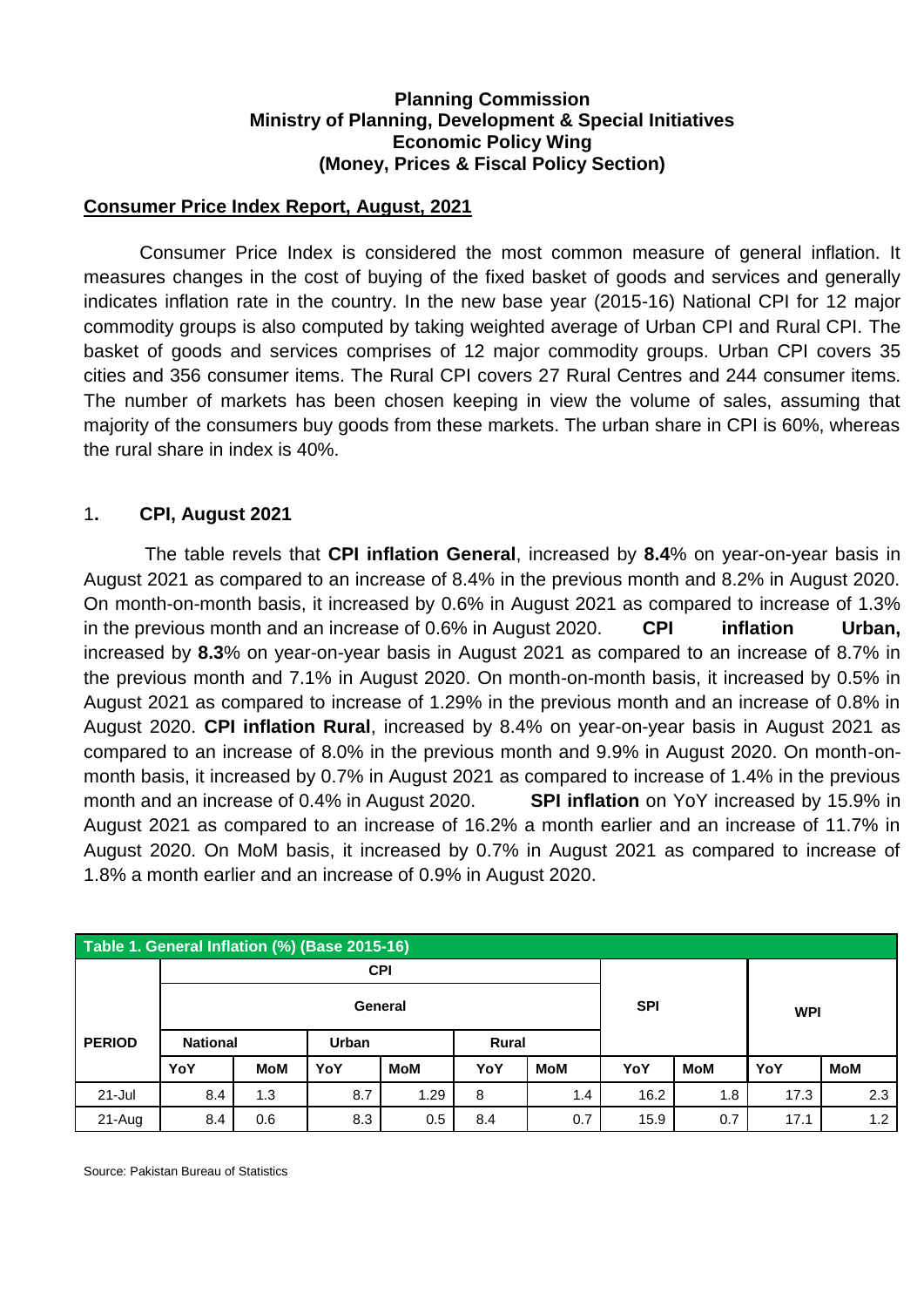**Planning Commission**
**Ministry of Planning, Development & Special Initiatives**
**Economic Policy Wing**
**(Money, Prices & Fiscal Policy Section)**

## Consumer Price Index Report, August, 2021

Consumer Price Index is considered the most common measure of general inflation. It measures changes in the cost of buying of the fixed basket of goods and services and generally indicates inflation rate in the country. In the new base year (2015-16) National CPI for 12 major commodity groups is also computed by taking weighted average of Urban CPI and Rural CPI. The basket of goods and services comprises of 12 major commodity groups. Urban CPI covers 35 cities and 356 consumer items. The Rural CPI covers 27 Rural Centres and 244 consumer items. The number of markets has been chosen keeping in view the volume of sales, assuming that majority of the consumers buy goods from these markets. The urban share in CPI is 60%, whereas the rural share in index is 40%.

## 1. CPI, August 2021

The table revels that **CPI inflation General**, increased by **8.4**% on year-on-year basis in August 2021 as compared to an increase of 8.4% in the previous month and 8.2% in August 2020. On month-on-month basis, it increased by 0.6% in August 2021 as compared to increase of 1.3% in the previous month and an increase of 0.6% in August 2020. **CPI inflation Urban,** increased by **8.3**% on year-on-year basis in August 2021 as compared to an increase of 8.7% in the previous month and 7.1% in August 2020. On month-on-month basis, it increased by 0.5% in August 2021 as compared to increase of 1.29% in the previous month and an increase of 0.8% in August 2020. **CPI inflation Rural**, increased by 8.4% on year-on-year basis in August 2021 as compared to an increase of 8.0% in the previous month and 9.9% in August 2020. On month-on-month basis, it increased by 0.7% in August 2021 as compared to increase of 1.4% in the previous month and an increase of 0.4% in August 2020. **SPI inflation** on YoY increased by 15.9% in August 2021 as compared to an increase of 16.2% a month earlier and an increase of 11.7% in August 2020. On MoM basis, it increased by 0.7% in August 2021 as compared to increase of 1.8% a month earlier and an increase of 0.9% in August 2020.

**Table 1. General Inflation (%) (Base 2015-16)**

| PERIOD | CPI | | | | | | SPI | | WPI | |
|---|---|---|---|---|---|---|---|---|---|---|
| | General | | | | | | | | | |
| | National | | Urban | | Rural | | | | | |
| | YoY | MoM | YoY | MoM | YoY | MoM | YoY | MoM | YoY | MoM |
| 21-Jul | 8.4 | 1.3 | 8.7 | 1.29 | 8 | 1.4 | 16.2 | 1.8 | 17.3 | 2.3 |
| 21-Aug | 8.4 | 0.6 | 8.3 | 0.5 | 8.4 | 0.7 | 15.9 | 0.7 | 17.1 | 1.2 |

Source: Pakistan Bureau of Statistics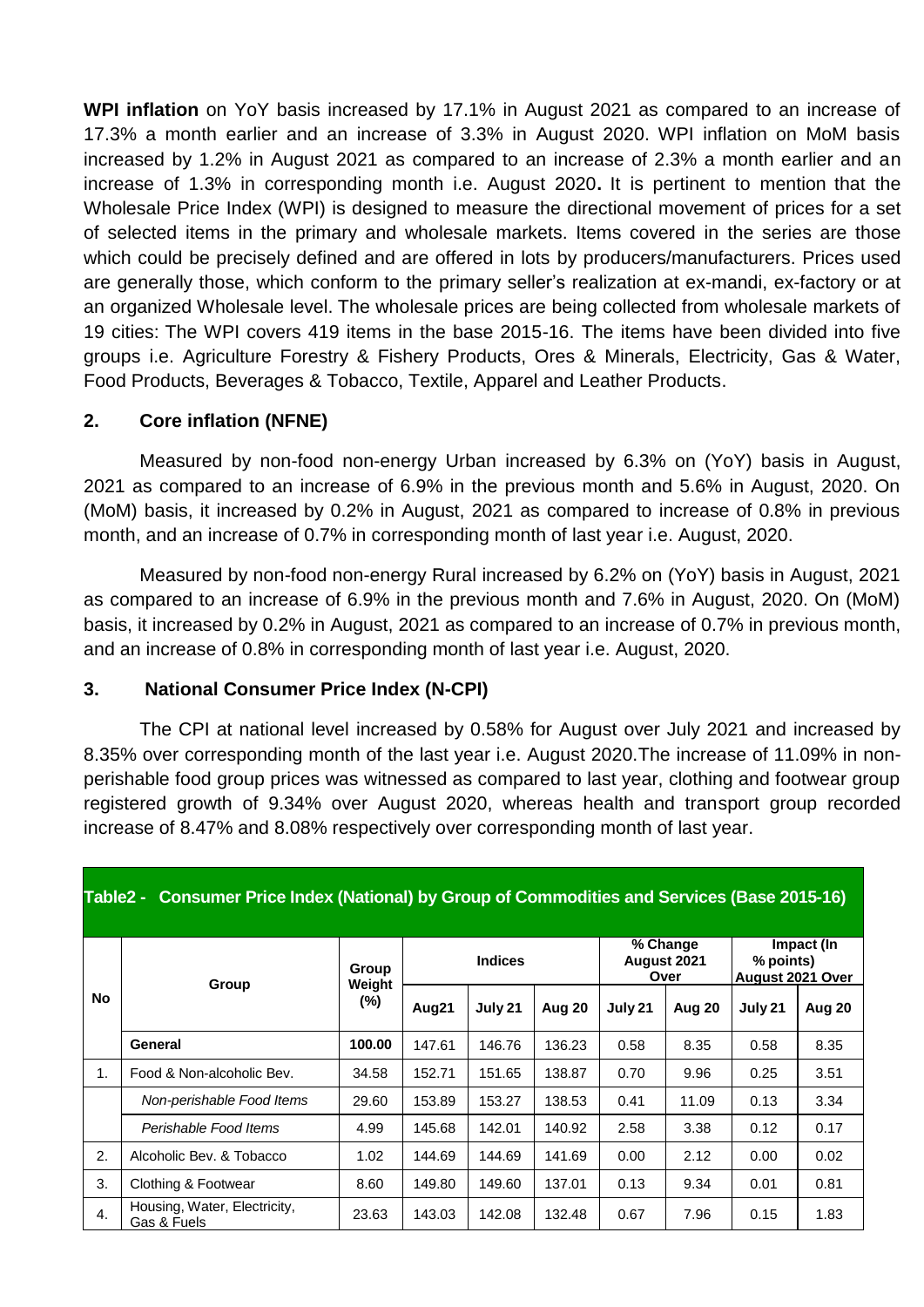**WPI inflation** on YoY basis increased by 17.1% in August 2021 as compared to an increase of 17.3% a month earlier and an increase of 3.3% in August 2020. WPI inflation on MoM basis increased by 1.2% in August 2021 as compared to an increase of 2.3% a month earlier and an increase of 1.3% in corresponding month i.e. August 2020**.** It is pertinent to mention that the Wholesale Price Index (WPI) is designed to measure the directional movement of prices for a set of selected items in the primary and wholesale markets. Items covered in the series are those which could be precisely defined and are offered in lots by producers/manufacturers. Prices used are generally those, which conform to the primary seller's realization at ex-mandi, ex-factory or at an organized Wholesale level. The wholesale prices are being collected from wholesale markets of 19 cities: The WPI covers 419 items in the base 2015-16. The items have been divided into five groups i.e. Agriculture Forestry & Fishery Products, Ores & Minerals, Electricity, Gas & Water, Food Products, Beverages & Tobacco, Textile, Apparel and Leather Products.

## 2. Core inflation (NFNE)

Measured by non-food non-energy Urban increased by 6.3% on (YoY) basis in August, 2021 as compared to an increase of 6.9% in the previous month and 5.6% in August, 2020. On (MoM) basis, it increased by 0.2% in August, 2021 as compared to increase of 0.8% in previous month, and an increase of 0.7% in corresponding month of last year i.e. August, 2020.

Measured by non-food non-energy Rural increased by 6.2% on (YoY) basis in August, 2021 as compared to an increase of 6.9% in the previous month and 7.6% in August, 2020. On (MoM) basis, it increased by 0.2% in August, 2021 as compared to an increase of 0.7% in previous month, and an increase of 0.8% in corresponding month of last year i.e. August, 2020.

## 3. National Consumer Price Index (N-CPI)

The CPI at national level increased by 0.58% for August over July 2021 and increased by 8.35% over corresponding month of the last year i.e. August 2020.The increase of 11.09% in non-perishable food group prices was witnessed as compared to last year, clothing and footwear group registered growth of 9.34% over August 2020, whereas health and transport group recorded increase of 8.47% and 8.08% respectively over corresponding month of last year.

**Table2 - Consumer Price Index (National) by Group of Commodities and Services (Base 2015-16)**

| No | Group | Group Weight (%) | Indices | | | % Change August 2021 Over | | Impact (In % points) August 2021 Over | |
|---|---|---|---|---|---|---|---|---|---|
| | | | Aug21 | July 21 | Aug 20 | July 21 | Aug 20 | July 21 | Aug 20 |
| | **General** | **100.00** | 147.61 | 146.76 | 136.23 | 0.58 | 8.35 | 0.58 | 8.35 |
| 1. | Food & Non-alcoholic Bev. | 34.58 | 152.71 | 151.65 | 138.87 | 0.70 | 9.96 | 0.25 | 3.51 |
| | *Non-perishable Food Items* | 29.60 | 153.89 | 153.27 | 138.53 | 0.41 | 11.09 | 0.13 | 3.34 |
| | *Perishable Food Items* | 4.99 | 145.68 | 142.01 | 140.92 | 2.58 | 3.38 | 0.12 | 0.17 |
| 2. | Alcoholic Bev. & Tobacco | 1.02 | 144.69 | 144.69 | 141.69 | 0.00 | 2.12 | 0.00 | 0.02 |
| 3. | Clothing & Footwear | 8.60 | 149.80 | 149.60 | 137.01 | 0.13 | 9.34 | 0.01 | 0.81 |
| 4. | Housing, Water, Electricity, Gas & Fuels | 23.63 | 143.03 | 142.08 | 132.48 | 0.67 | 7.96 | 0.15 | 1.83 |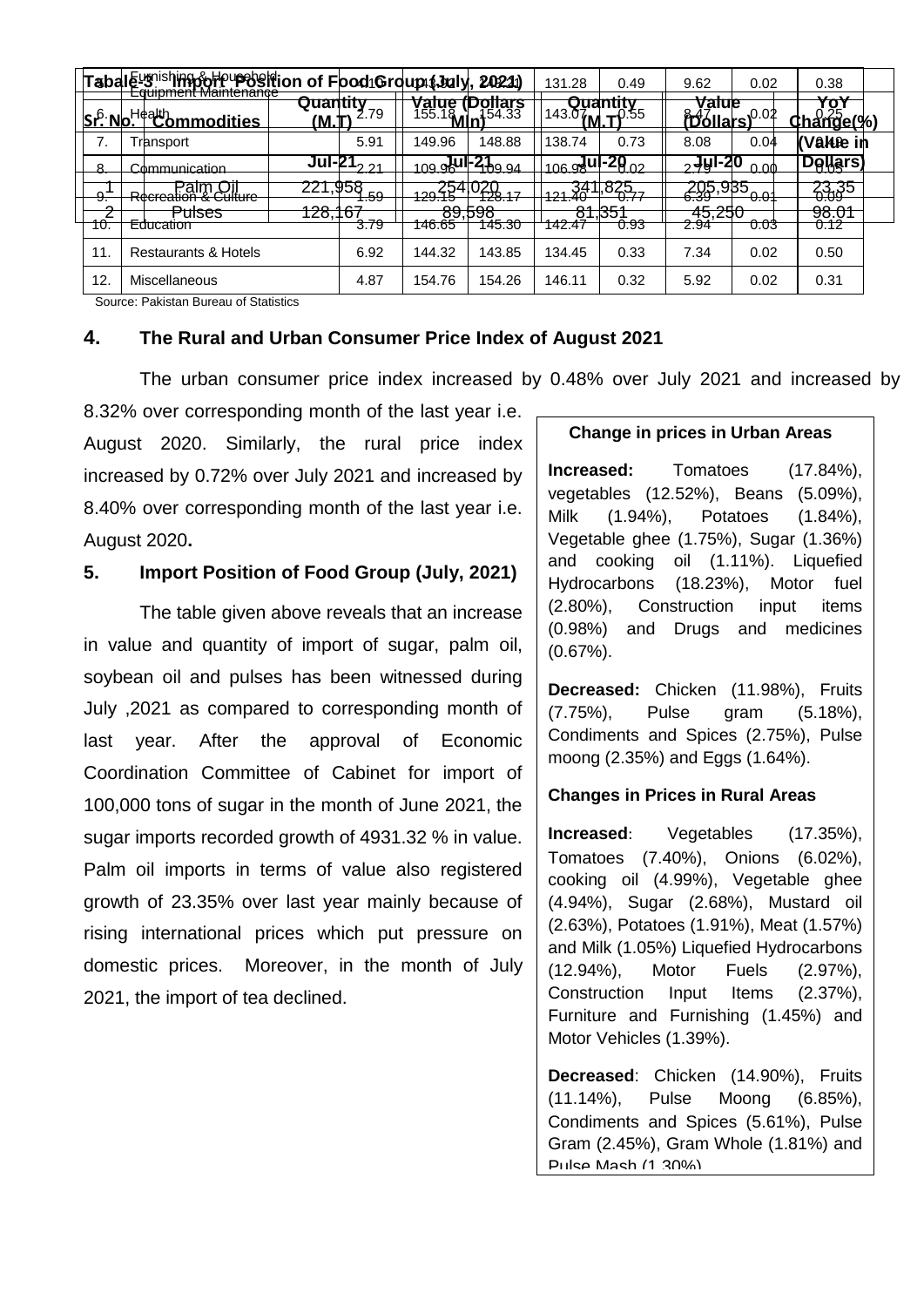| Sr. No. | Commodities | | | | | | | | |
|---|---|---|---|---|---|---|---|---|---|
| 5. | Furnishing & Household Equipment Maintenance | 4.10 | 143.30 | 142.?1 | 131.28 | 0.49 | 9.62 | 0.02 | 0.38 |
| 6. | Health | 2.79 | 155.18 | 154.33 | 143.07 | 0.55 | 8.47 | 0.02 | 0.25 |
| 7. | Transport | 5.91 | 149.96 | 148.88 | 138.74 | 0.73 | 8.08 | 0.04 | 0.40 |
| 8. | Communication | 2.21 | 109.96 | 109.94 | 106.98 | 0.02 | 2.79 | 0.00 | 0.05 |
| 9. | Recreation & Culture | 1.59 | 129.15 | 128.17 | 121.40 | 0.77 | 6.39 | 0.01 | 0.09 |
| 10. | Education | 3.79 | 146.65 | 145.30 | 142.47 | 0.93 | 2.94 | 0.03 | 0.12 |
| 11. | Restaurants & Hotels | 6.92 | 144.32 | 143.85 | 134.45 | 0.33 | 7.34 | 0.02 | 0.50 |
| 12. | Miscellaneous | 4.87 | 154.76 | 154.26 | 146.11 | 0.32 | 5.92 | 0.02 | 0.31 |

Source: Pakistan Bureau of Statistics

**Table-3 Import Position of Food Group (July, 2021)**

| Sr. No. | Commodities | Quantity (M.T) | Value (Dollars Mln) | Quantity (M.T) | Value (Dollars) | YoY Change(%) (Value in Dollars) |
|---|---|---|---|---|---|---|
| | | Jul-21 | Jul-21 | Jul-20 | Jul-20 | |
| 1 | Palm Oil | 221,958 | 254,020 | 341,825 | 205,935 | 23.35 |
| 2 | Pulses | 128,167 | 89,598 | 81,351 | 45,250 | 98.01 |

## 4. The Rural and Urban Consumer Price Index of August 2021

The urban consumer price index increased by 0.48% over July 2021 and increased by 8.32% over corresponding month of the last year i.e. August 2020. Similarly, the rural price index increased by 0.72% over July 2021 and increased by 8.40% over corresponding month of the last year i.e. August 2020**.**

**Change in prices in Urban Areas**

**Increased:** Tomatoes (17.84%), vegetables (12.52%), Beans (5.09%), Milk (1.94%), Potatoes (1.84%), Vegetable ghee (1.75%), Sugar (1.36%) and cooking oil (1.11%). Liquefied Hydrocarbons (18.23%), Motor fuel (2.80%), Construction input items (0.98%) and Drugs and medicines (0.67%).

**Decreased:** Chicken (11.98%), Fruits (7.75%), Pulse gram (5.18%), Condiments and Spices (2.75%), Pulse moong (2.35%) and Eggs (1.64%).

**Changes in Prices in Rural Areas**

**Increased**: Vegetables (17.35%), Tomatoes (7.40%), Onions (6.02%), cooking oil (4.99%), Vegetable ghee (4.94%), Sugar (2.68%), Mustard oil (2.63%), Potatoes (1.91%), Meat (1.57%) and Milk (1.05%) Liquefied Hydrocarbons (12.94%), Motor Fuels (2.97%), Construction Input Items (2.37%), Furniture and Furnishing (1.45%) and Motor Vehicles (1.39%).

**Decreased**: Chicken (14.90%), Fruits (11.14%), Pulse Moong (6.85%), Condiments and Spices (5.61%), Pulse Gram (2.45%), Gram Whole (1.81%) and Pulse Mash (1.30%)

## 5. Import Position of Food Group (July, 2021)

The table given above reveals that an increase in value and quantity of import of sugar, palm oil, soybean oil and pulses has been witnessed during July ,2021 as compared to corresponding month of last year. After the approval of Economic Coordination Committee of Cabinet for import of 100,000 tons of sugar in the month of June 2021, the sugar imports recorded growth of 4931.32 % in value. Palm oil imports in terms of value also registered growth of 23.35% over last year mainly because of rising international prices which put pressure on domestic prices. Moreover, in the month of July 2021, the import of tea declined.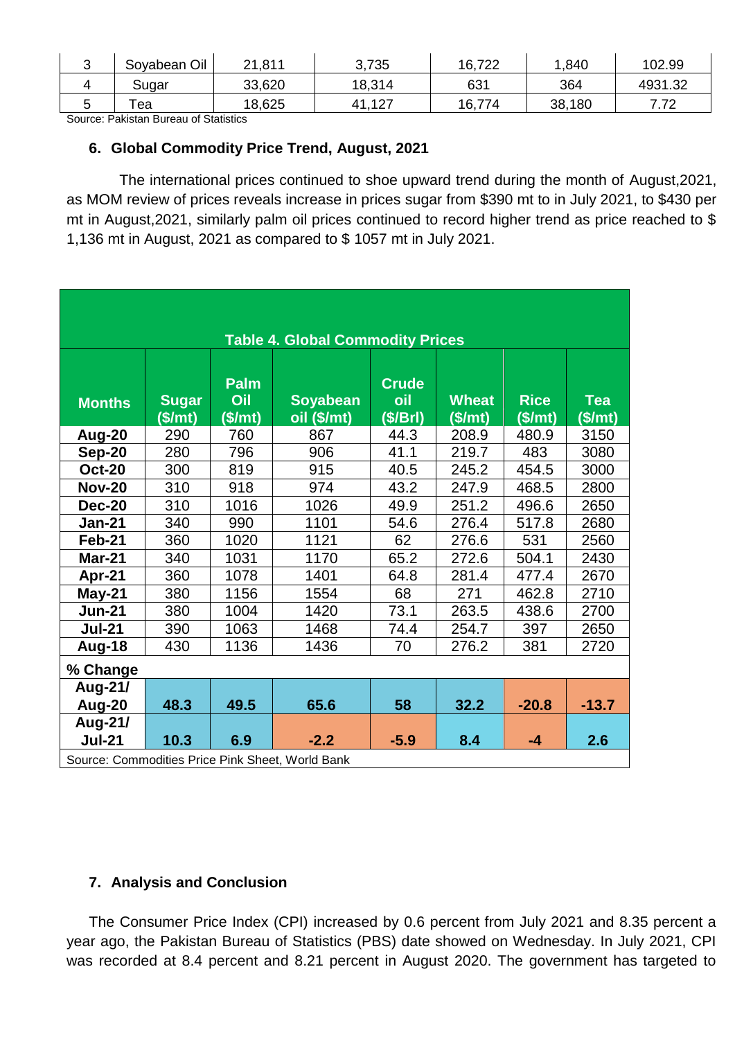| 3 | Soyabean Oil | 21,811 | 3,735 | 16,722 | 1,840 | 102.99 |
|---|---|---|---|---|---|---|
| 4 | Sugar | 33,620 | 18,314 | 631 | 364 | 4931.32 |
| 5 | Tea | 18,625 | 41,127 | 16,774 | 38,180 | 7.72 |

Source: Pakistan Bureau of Statistics

### 6. Global Commodity Price Trend, August, 2021

The international prices continued to shoe upward trend during the month of August,2021, as MOM review of prices reveals increase in prices sugar from $390 mt to in July 2021, to $430 per mt in August,2021, similarly palm oil prices continued to record higher trend as price reached to $ 1,136 mt in August, 2021 as compared to $ 1057 mt in July 2021.

**Table 4. Global Commodity Prices**

| Months | Sugar ($/mt) | Palm Oil ($/mt) | Soyabean oil ($/mt) | Crude oil ($/Brl) | Wheat ($/mt) | Rice ($/mt) | Tea ($/mt) |
|---|---|---|---|---|---|---|---|
| **Aug-20** | 290 | 760 | 867 | 44.3 | 208.9 | 480.9 | 3150 |
| **Sep-20** | 280 | 796 | 906 | 41.1 | 219.7 | 483 | 3080 |
| **Oct-20** | 300 | 819 | 915 | 40.5 | 245.2 | 454.5 | 3000 |
| **Nov-20** | 310 | 918 | 974 | 43.2 | 247.9 | 468.5 | 2800 |
| **Dec-20** | 310 | 1016 | 1026 | 49.9 | 251.2 | 496.6 | 2650 |
| **Jan-21** | 340 | 990 | 1101 | 54.6 | 276.4 | 517.8 | 2680 |
| **Feb-21** | 360 | 1020 | 1121 | 62 | 276.6 | 531 | 2560 |
| **Mar-21** | 340 | 1031 | 1170 | 65.2 | 272.6 | 504.1 | 2430 |
| **Apr-21** | 360 | 1078 | 1401 | 64.8 | 281.4 | 477.4 | 2670 |
| **May-21** | 380 | 1156 | 1554 | 68 | 271 | 462.8 | 2710 |
| **Jun-21** | 380 | 1004 | 1420 | 73.1 | 263.5 | 438.6 | 2700 |
| **Jul-21** | 390 | 1063 | 1468 | 74.4 | 254.7 | 397 | 2650 |
| **Aug-18** | 430 | 1136 | 1436 | 70 | 276.2 | 381 | 2720 |
| **% Change** | | | | | | | |
| **Aug-21/ Aug-20** | **48.3** | **49.5** | **65.6** | **58** | **32.2** | **-20.8** | **-13.7** |
| **Aug-21/ Jul-21** | **10.3** | **6.9** | **-2.2** | **-5.9** | **8.4** | **-4** | **2.6** |

Source: Commodities Price Pink Sheet, World Bank

### 7. Analysis and Conclusion

The Consumer Price Index (CPI) increased by 0.6 percent from July 2021 and 8.35 percent a year ago, the Pakistan Bureau of Statistics (PBS) date showed on Wednesday. In July 2021, CPI was recorded at 8.4 percent and 8.21 percent in August 2020. The government has targeted to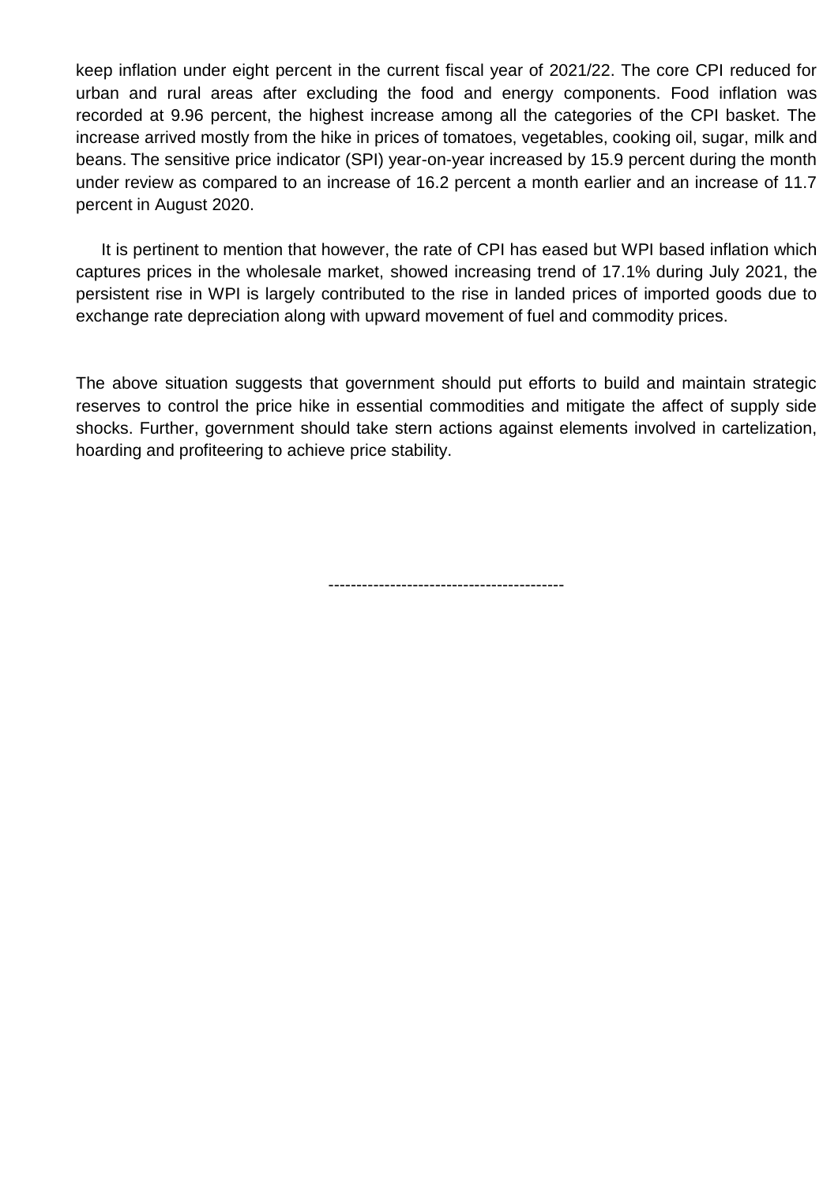keep inflation under eight percent in the current fiscal year of 2021/22. The core CPI reduced for urban and rural areas after excluding the food and energy components. Food inflation was recorded at 9.96 percent, the highest increase among all the categories of the CPI basket. The increase arrived mostly from the hike in prices of tomatoes, vegetables, cooking oil, sugar, milk and beans. The sensitive price indicator (SPI) year-on-year increased by 15.9 percent during the month under review as compared to an increase of 16.2 percent a month earlier and an increase of 11.7 percent in August 2020.

It is pertinent to mention that however, the rate of CPI has eased but WPI based inflation which captures prices in the wholesale market, showed increasing trend of 17.1% during July 2021, the persistent rise in WPI is largely contributed to the rise in landed prices of imported goods due to exchange rate depreciation along with upward movement of fuel and commodity prices.

The above situation suggests that government should put efforts to build and maintain strategic reserves to control the price hike in essential commodities and mitigate the affect of supply side shocks. Further, government should take stern actions against elements involved in cartelization, hoarding and profiteering to achieve price stability.

------------------------------------------